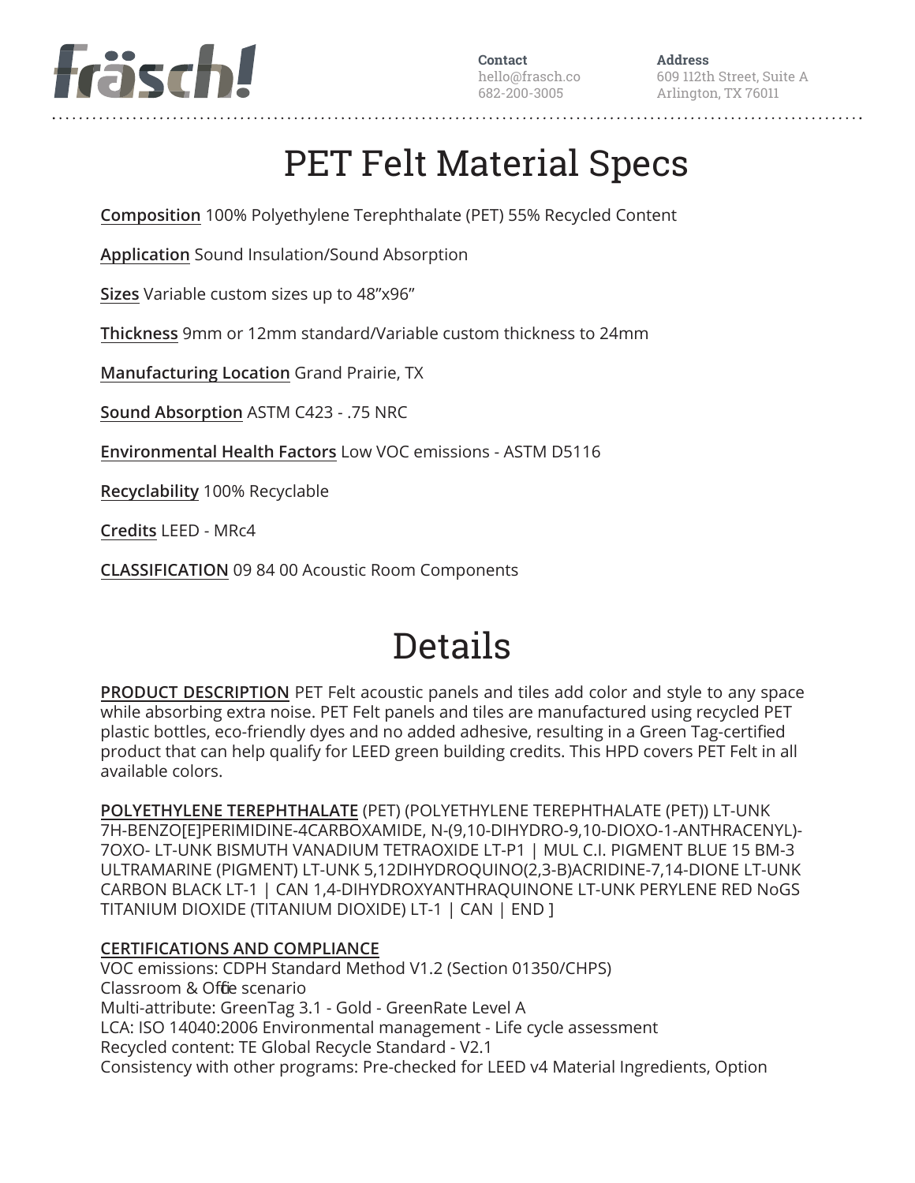fräsch!

**Contact**
hello@frasch.co
682-200-3005

**Address**
609 112th Street, Suite A
Arlington, TX 76011

# PET Felt Material Specs

**Composition** 100% Polyethylene Terephthalate (PET) 55% Recycled Content

**Application** Sound Insulation/Sound Absorption

**Sizes** Variable custom sizes up to 48”x96”

**Thickness** 9mm or 12mm standard/Variable custom thickness to 24mm

**Manufacturing Location** Grand Prairie, TX

**Sound Absorption** ASTM C423 - .75 NRC

**Environmental Health Factors** Low VOC emissions - ASTM D5116

**Recyclability** 100% Recyclable

**Credits** LEED - MRc4

**CLASSIFICATION** 09 84 00 Acoustic Room Components

# Details

**PRODUCT DESCRIPTION** PET Felt acoustic panels and tiles add color and style to any space while absorbing extra noise. PET Felt panels and tiles are manufactured using recycled PET plastic bottles, eco-friendly dyes and no added adhesive, resulting in a Green Tag-certified product that can help qualify for LEED green building credits. This HPD covers PET Felt in all available colors.

**POLYETHYLENE TEREPHTHALATE** (PET) (POLYETHYLENE TEREPHTHALATE (PET)) LT-UNK 7H-BENZO[E]PERIMIDINE-4CARBOXAMIDE, N-(9,10-DIHYDRO-9,10-DIOXO-1-ANTHRACENYL)-7OXO- LT-UNK BISMUTH VANADIUM TETRAOXIDE LT-P1 | MUL C.I. PIGMENT BLUE 15 BM-3 ULTRAMARINE (PIGMENT) LT-UNK 5,12DIHYDROQUINO(2,3-B)ACRIDINE-7,14-DIONE LT-UNK CARBON BLACK LT-1 | CAN 1,4-DIHYDROXYANTHRAQUINONE LT-UNK PERYLENE RED NoGS TITANIUM DIOXIDE (TITANIUM DIOXIDE) LT-1 | CAN | END ]

**CERTIFICATIONS AND COMPLIANCE**
VOC emissions: CDPH Standard Method V1.2 (Section 01350/CHPS)
Classroom & Office scenario
Multi-attribute: GreenTag 3.1 - Gold - GreenRate Level A
LCA: ISO 14040:2006 Environmental management - Life cycle assessment
Recycled content: TE Global Recycle Standard - V2.1
Consistency with other programs: Pre-checked for LEED v4 Material Ingredients, Option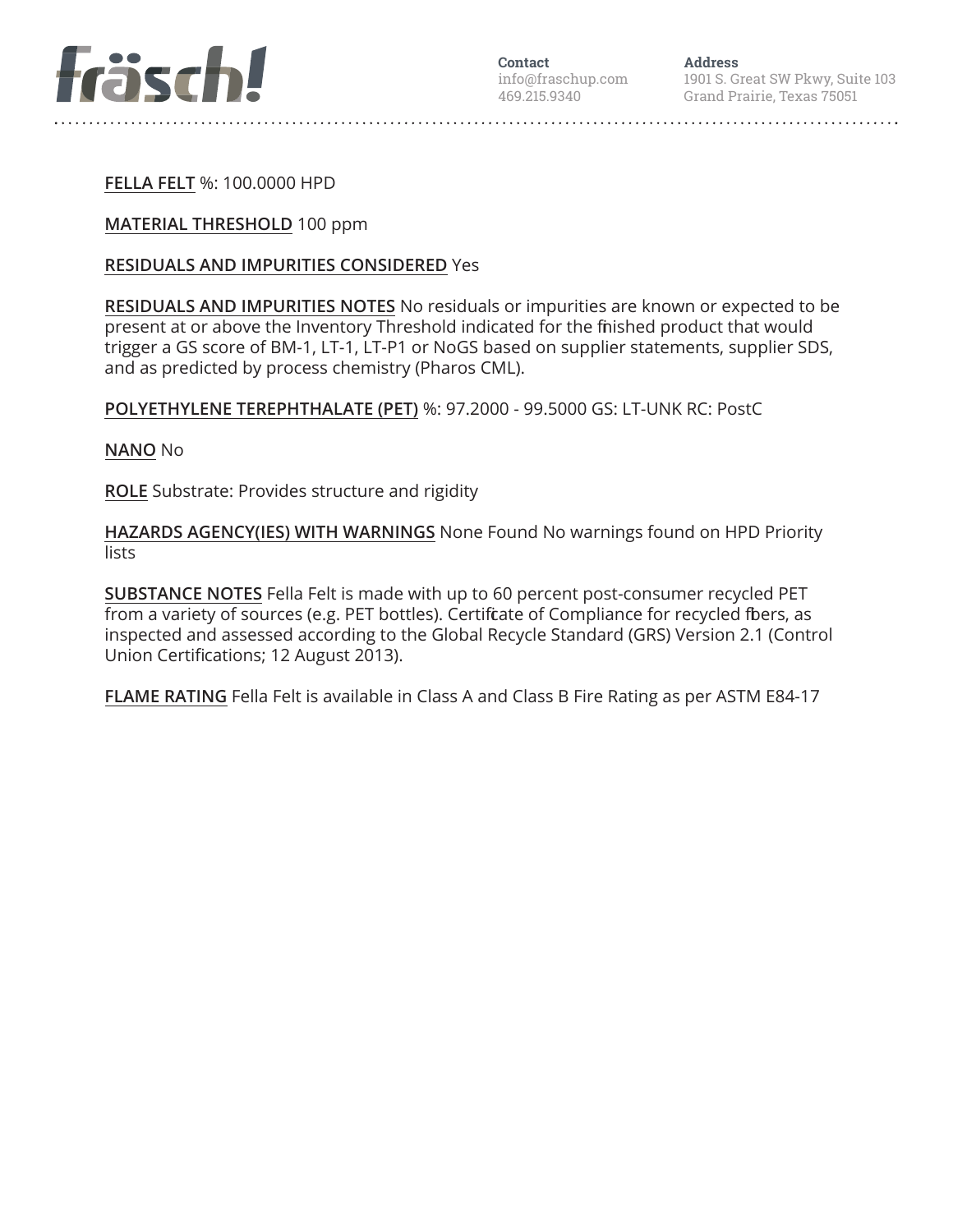**FELLA FELT** %: 100.0000 HPD

**MATERIAL THRESHOLD** 100 ppm

**RESIDUALS AND IMPURITIES CONSIDERED** Yes

**RESIDUALS AND IMPURITIES NOTES** No residuals or impurities are known or expected to be present at or above the Inventory Threshold indicated for the finished product that would trigger a GS score of BM-1, LT-1, LT-P1 or NoGS based on supplier statements, supplier SDS, and as predicted by process chemistry (Pharos CML).

**POLYETHYLENE TEREPHTHALATE (PET)** %: 97.2000 - 99.5000 GS: LT-UNK RC: PostC

**NANO** No

**ROLE** Substrate: Provides structure and rigidity

**HAZARDS AGENCY(IES) WITH WARNINGS** None Found No warnings found on HPD Priority lists

**SUBSTANCE NOTES** Fella Felt is made with up to 60 percent post-consumer recycled PET from a variety of sources (e.g. PET bottles). Certificate of Compliance for recycled fibers, as inspected and assessed according to the Global Recycle Standard (GRS) Version 2.1 (Control Union Certifications; 12 August 2013).

**FLAME RATING** Fella Felt is available in Class A and Class B Fire Rating as per ASTM E84-17